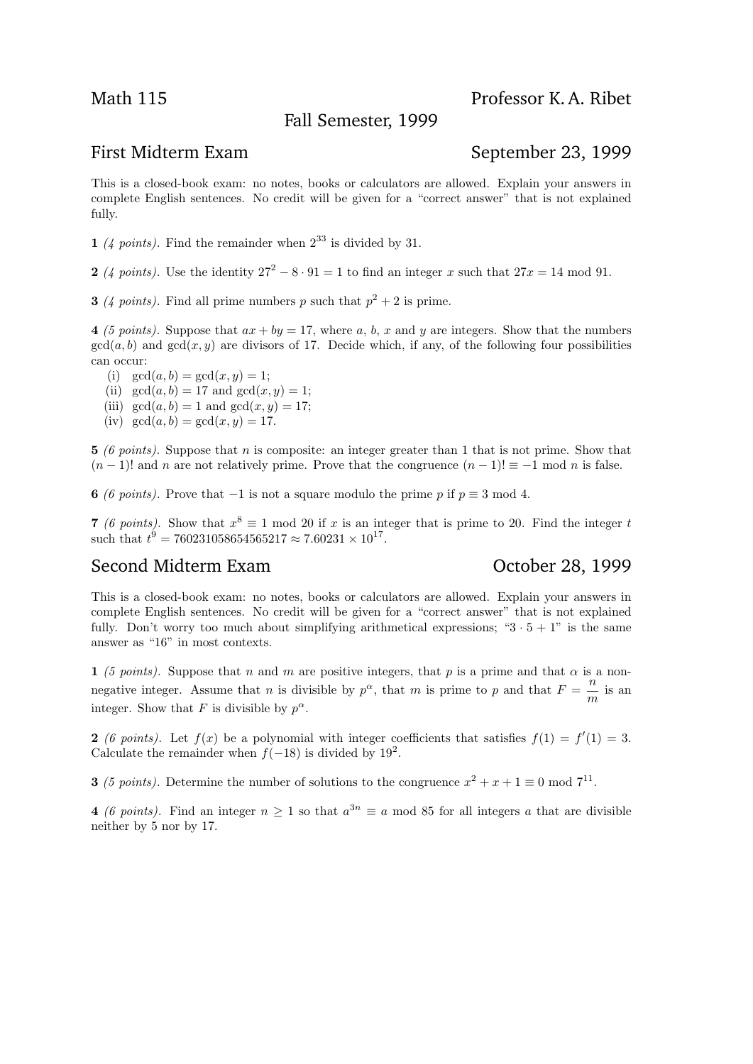Math 115 Professor K. A. Ribet

Fall Semester, 1999

## First Midterm Exam — September 23, 1999

This is a closed-book exam: no notes, books or calculators are allowed. Explain your answers in complete English sentences. No credit will be given for a "correct answer" that is not explained fully.

**1** *(4 points)*. Find the remainder when $2^{33}$ is divided by 31.

**2** *(4 points)*. Use the identity $27^2 - 8 \cdot 91 = 1$ to find an integer $x$ such that $27x = 14 \bmod 91$.

**3** *(4 points)*. Find all prime numbers $p$ such that $p^2 + 2$ is prime.

**4** *(5 points)*. Suppose that $ax + by = 17$, where $a$, $b$, $x$ and $y$ are integers. Show that the numbers $\gcd(a, b)$ and $\gcd(x, y)$ are divisors of 17. Decide which, if any, of the following four possibilities can occur:

(i) $\gcd(a, b) = \gcd(x, y) = 1$;
(ii) $\gcd(a, b) = 17$ and $\gcd(x, y) = 1$;
(iii) $\gcd(a, b) = 1$ and $\gcd(x, y) = 17$;
(iv) $\gcd(a, b) = \gcd(x, y) = 17$.

**5** *(6 points)*. Suppose that $n$ is composite: an integer greater than 1 that is not prime. Show that $(n-1)!$ and $n$ are not relatively prime. Prove that the congruence $(n-1)! \equiv -1 \bmod n$ is false.

**6** *(6 points)*. Prove that $-1$ is not a square modulo the prime $p$ if $p \equiv 3 \bmod 4$.

**7** *(6 points)*. Show that $x^8 \equiv 1 \bmod 20$ if $x$ is an integer that is prime to 20. Find the integer $t$ such that $t^9 = 760231058654565217 \approx 7.60231 \times 10^{17}$.

## Second Midterm Exam — October 28, 1999

This is a closed-book exam: no notes, books or calculators are allowed. Explain your answers in complete English sentences. No credit will be given for a "correct answer" that is not explained fully. Don't worry too much about simplifying arithmetical expressions; "$3 \cdot 5 + 1$" is the same answer as "16" in most contexts.

**1** *(5 points)*. Suppose that $n$ and $m$ are positive integers, that $p$ is a prime and that $\alpha$ is a non-negative integer. Assume that $n$ is divisible by $p^\alpha$, that $m$ is prime to $p$ and that $F = \dfrac{n}{m}$ is an integer. Show that $F$ is divisible by $p^\alpha$.

**2** *(6 points)*. Let $f(x)$ be a polynomial with integer coefficients that satisfies $f(1) = f'(1) = 3$. Calculate the remainder when $f(-18)$ is divided by $19^2$.

**3** *(5 points)*. Determine the number of solutions to the congruence $x^2 + x + 1 \equiv 0 \bmod 7^{11}$.

**4** *(6 points)*. Find an integer $n \geq 1$ so that $a^{3n} \equiv a \bmod 85$ for all integers $a$ that are divisible neither by 5 nor by 17.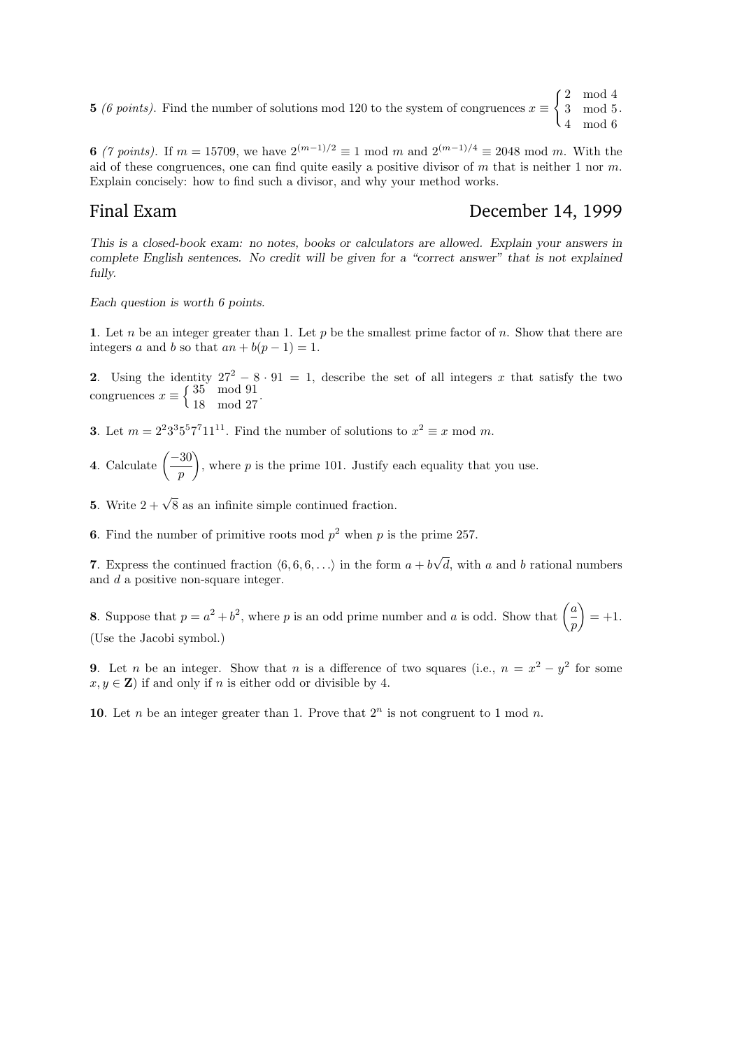**5** *(6 points)*. Find the number of solutions mod 120 to the system of congruences $x \equiv \begin{cases} 2 & \text{mod } 4 \\ 3 & \text{mod } 5 \\ 4 & \text{mod } 6 \end{cases}$.

**6** *(7 points)*. If $m = 15709$, we have $2^{(m-1)/2} \equiv 1 \bmod m$ and $2^{(m-1)/4} \equiv 2048 \bmod m$. With the aid of these congruences, one can find quite easily a positive divisor of $m$ that is neither 1 nor $m$. Explain concisely: how to find such a divisor, and why your method works.

## Final Exam — December 14, 1999

*This is a closed-book exam: no notes, books or calculators are allowed. Explain your answers in complete English sentences. No credit will be given for a "correct answer" that is not explained fully.*

*Each question is worth 6 points.*

**1**. Let $n$ be an integer greater than 1. Let $p$ be the smallest prime factor of $n$. Show that there are integers $a$ and $b$ so that $an + b(p-1) = 1$.

**2**. Using the identity $27^2 - 8 \cdot 91 = 1$, describe the set of all integers $x$ that satisfy the two congruences $x \equiv \begin{cases} 35 & \text{mod } 91 \\ 18 & \text{mod } 27 \end{cases}$.

**3**. Let $m = 2^2 3^3 5^5 7^7 11^{11}$. Find the number of solutions to $x^2 \equiv x \bmod m$.

**4**. Calculate $\left(\frac{-30}{p}\right)$, where $p$ is the prime 101. Justify each equality that you use.

**5**. Write $2 + \sqrt{8}$ as an infinite simple continued fraction.

**6**. Find the number of primitive roots mod $p^2$ when $p$ is the prime 257.

**7**. Express the continued fraction $\langle 6, 6, 6, \ldots \rangle$ in the form $a + b\sqrt{d}$, with $a$ and $b$ rational numbers and $d$ a positive non-square integer.

**8**. Suppose that $p = a^2 + b^2$, where $p$ is an odd prime number and $a$ is odd. Show that $\left(\frac{a}{p}\right) = +1$. (Use the Jacobi symbol.)

**9**. Let $n$ be an integer. Show that $n$ is a difference of two squares (i.e., $n = x^2 - y^2$ for some $x, y \in \mathbf{Z}$) if and only if $n$ is either odd or divisible by 4.

**10**. Let $n$ be an integer greater than 1. Prove that $2^n$ is not congruent to 1 mod $n$.